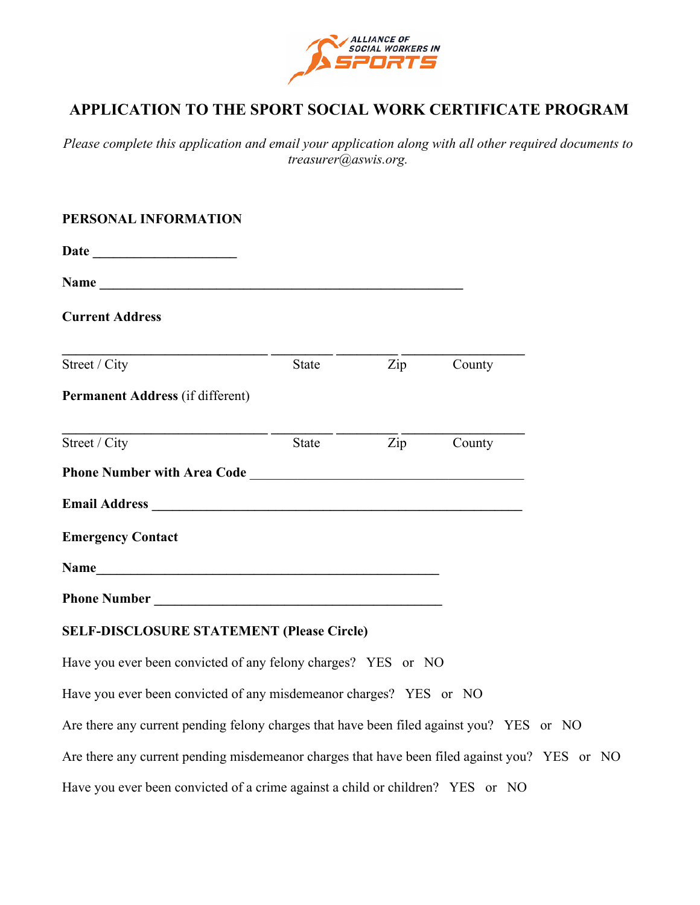# APPLICATION TO THE SPORT SOCIAL WORK CERTIFICATE PROGRAM

*Please complete this application and email your application along with all other required documents to treasurer@aswis.org.*

## PERSONAL INFORMATION

**Date** ______________________

**Name** ________________________________________________________

**Current Address**

______________________________ _________ _________ __________________
Street / City State Zip County

**Permanent Address** (if different)

______________________________ _________ _________ __________________
Street / City State Zip County

**Phone Number with Area Code** __________________________________________

**Email Address** _________________________________________________________

**Emergency Contact**

**Name**_____________________________________________________

**Phone Number** ____________________________________________

## SELF-DISCLOSURE STATEMENT (Please Circle)

Have you ever been convicted of any felony charges? YES or NO

Have you ever been convicted of any misdemeanor charges? YES or NO

Are there any current pending felony charges that have been filed against you? YES or NO

Are there any current pending misdemeanor charges that have been filed against you? YES or NO

Have you ever been convicted of a crime against a child or children? YES or NO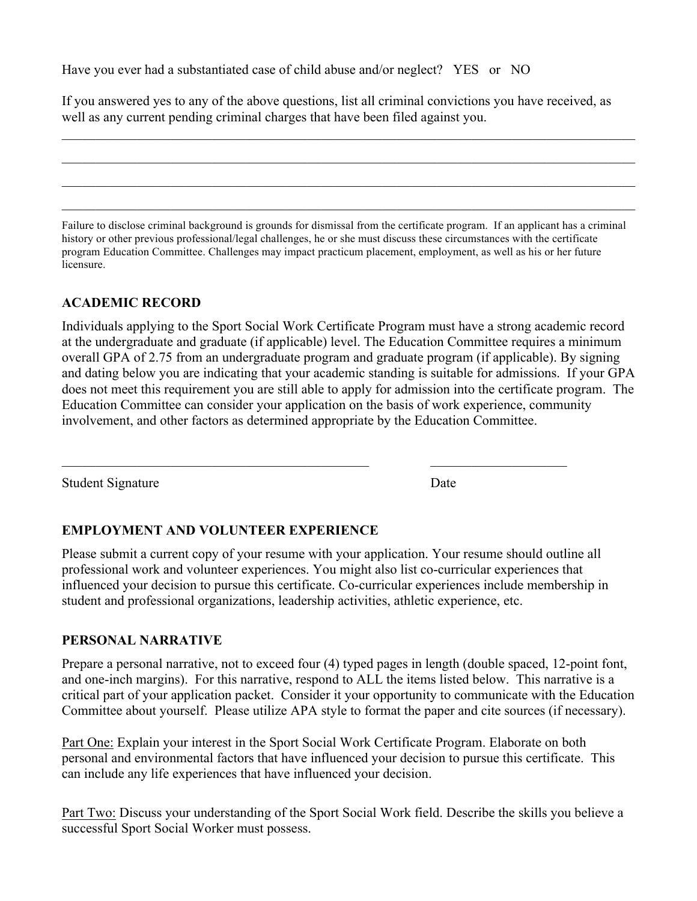Have you ever had a substantiated case of child abuse and/or neglect? YES or NO

If you answered yes to any of the above questions, list all criminal convictions you have received, as well as any current pending criminal charges that have been filed against you.

_______________________________________________________________________________________

_______________________________________________________________________________________

_______________________________________________________________________________________

_______________________________________________________________________________________

Failure to disclose criminal background is grounds for dismissal from the certificate program. If an applicant has a criminal history or other previous professional/legal challenges, he or she must discuss these circumstances with the certificate program Education Committee. Challenges may impact practicum placement, employment, as well as his or her future licensure.

**ACADEMIC RECORD**

Individuals applying to the Sport Social Work Certificate Program must have a strong academic record at the undergraduate and graduate (if applicable) level. The Education Committee requires a minimum overall GPA of 2.75 from an undergraduate program and graduate program (if applicable). By signing and dating below you are indicating that your academic standing is suitable for admissions. If your GPA does not meet this requirement you are still able to apply for admission into the certificate program. The Education Committee can consider your application on the basis of work experience, community involvement, and other factors as determined appropriate by the Education Committee.

_______________________________________________ ____________________

Student Signature Date

**EMPLOYMENT AND VOLUNTEER EXPERIENCE**

Please submit a current copy of your resume with your application. Your resume should outline all professional work and volunteer experiences. You might also list co-curricular experiences that influenced your decision to pursue this certificate. Co-curricular experiences include membership in student and professional organizations, leadership activities, athletic experience, etc.

**PERSONAL NARRATIVE**

Prepare a personal narrative, not to exceed four (4) typed pages in length (double spaced, 12-point font, and one-inch margins). For this narrative, respond to ALL the items listed below. This narrative is a critical part of your application packet. Consider it your opportunity to communicate with the Education Committee about yourself. Please utilize APA style to format the paper and cite sources (if necessary).

<u>Part One:</u> Explain your interest in the Sport Social Work Certificate Program. Elaborate on both personal and environmental factors that have influenced your decision to pursue this certificate. This can include any life experiences that have influenced your decision.

<u>Part Two:</u> Discuss your understanding of the Sport Social Work field. Describe the skills you believe a successful Sport Social Worker must possess.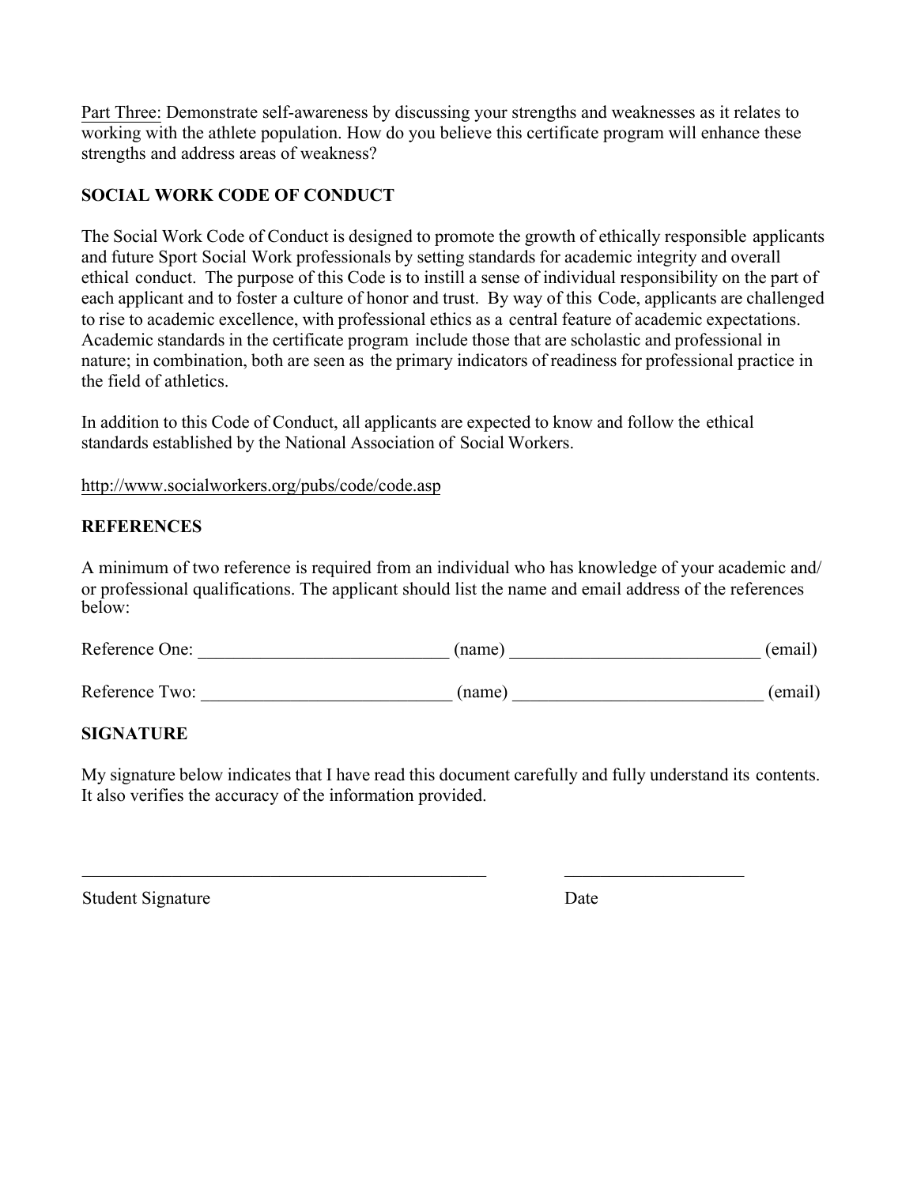Part Three: Demonstrate self-awareness by discussing your strengths and weaknesses as it relates to working with the athlete population. How do you believe this certificate program will enhance these strengths and address areas of weakness?

**SOCIAL WORK CODE OF CONDUCT**

The Social Work Code of Conduct is designed to promote the growth of ethically responsible applicants and future Sport Social Work professionals by setting standards for academic integrity and overall ethical conduct. The purpose of this Code is to instill a sense of individual responsibility on the part of each applicant and to foster a culture of honor and trust. By way of this Code, applicants are challenged to rise to academic excellence, with professional ethics as a central feature of academic expectations. Academic standards in the certificate program include those that are scholastic and professional in nature; in combination, both are seen as the primary indicators of readiness for professional practice in the field of athletics.

In addition to this Code of Conduct, all applicants are expected to know and follow the ethical standards established by the National Association of Social Workers.

http://www.socialworkers.org/pubs/code/code.asp

**REFERENCES**

A minimum of two reference is required from an individual who has knowledge of your academic and/ or professional qualifications. The applicant should list the name and email address of the references below:

Reference One: ____________________________ (name) ____________________________ (email)

Reference Two: ____________________________ (name) ____________________________ (email)

**SIGNATURE**

My signature below indicates that I have read this document carefully and fully understand its contents. It also verifies the accuracy of the information provided.

_______________________________________________ ____________________

Student Signature Date